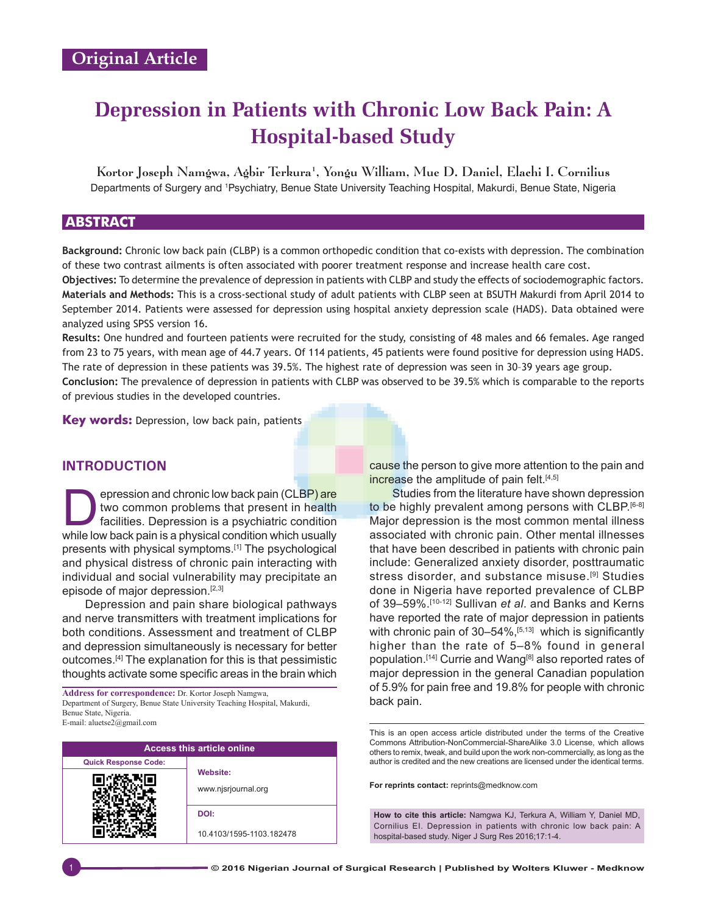Original Article

# Depression in Patients with Chronic Low Back Pain: A Hospital-based Study

**Kortor Joseph Namgwa, Agbir Terkura[1], Yongu William, Mue D. Daniel, Elachi I. Cornilius**

Departments of Surgery and [1]Psychiatry, Benue State University Teaching Hospital, Makurdi, Benue State, Nigeria

## ABSTRACT

**Background:** Chronic low back pain (CLBP) is a common orthopedic condition that co-exists with depression. The combination of these two contrast ailments is often associated with poorer treatment response and increase health care cost.

**Objectives:** To determine the prevalence of depression in patients with CLBP and study the effects of sociodemographic factors.

**Materials and Methods:** This is a cross-sectional study of adult patients with CLBP seen at BSUTH Makurdi from April 2014 to September 2014. Patients were assessed for depression using hospital anxiety depression scale (HADS). Data obtained were analyzed using SPSS version 16.

**Results:** One hundred and fourteen patients were recruited for the study, consisting of 48 males and 66 females. Age ranged from 23 to 75 years, with mean age of 44.7 years. Of 114 patients, 45 patients were found positive for depression using HADS. The rate of depression in these patients was 39.5%. The highest rate of depression was seen in 30–39 years age group.

**Conclusion:** The prevalence of depression in patients with CLBP was observed to be 39.5% which is comparable to the reports of previous studies in the developed countries.

**Key words:** Depression, low back pain, patients

## INTRODUCTION

Depression and chronic low back pain (CLBP) are two common problems that present in health facilities. Depression is a psychiatric condition while low back pain is a physical condition which usually presents with physical symptoms.[1] The psychological and physical distress of chronic pain interacting with individual and social vulnerability may precipitate an episode of major depression.[2,3]

Depression and pain share biological pathways and nerve transmitters with treatment implications for both conditions. Assessment and treatment of CLBP and depression simultaneously is necessary for better outcomes.[4] The explanation for this is that pessimistic thoughts activate some specific areas in the brain which cause the person to give more attention to the pain and increase the amplitude of pain felt.[4,5]

Studies from the literature have shown depression to be highly prevalent among persons with CLBP.[6-8] Major depression is the most common mental illness associated with chronic pain. Other mental illnesses that have been described in patients with chronic pain include: Generalized anxiety disorder, posttraumatic stress disorder, and substance misuse.[9] Studies done in Nigeria have reported prevalence of CLBP of 39–59%.[10-12] Sullivan *et al*. and Banks and Kerns have reported the rate of major depression in patients with chronic pain of 30–54%,[5,13] which is significantly higher than the rate of 5–8% found in general population.[14] Currie and Wang[8] also reported rates of major depression in the general Canadian population of 5.9% for pain free and 19.8% for people with chronic back pain.

**Address for correspondence:** Dr. Kortor Joseph Namgwa, Department of Surgery, Benue State University Teaching Hospital, Makurdi, Benue State, Nigeria.
E-mail: aluetse2@gmail.com

| Access this article online | |
|---|---|
| Quick Response Code: | Website: www.njsrjournal.org |
| | DOI: 10.4103/1595-1103.182478 |

This is an open access article distributed under the terms of the Creative Commons Attribution-NonCommercial-ShareAlike 3.0 License, which allows others to remix, tweak, and build upon the work non-commercially, as long as the author is credited and the new creations are licensed under the identical terms.

**For reprints contact:** reprints@medknow.com

**How to cite this article:** Namgwa KJ, Terkura A, William Y, Daniel MD, Cornilius EI. Depression in patients with chronic low back pain: A hospital-based study. Niger J Surg Res 2016;17:1-4.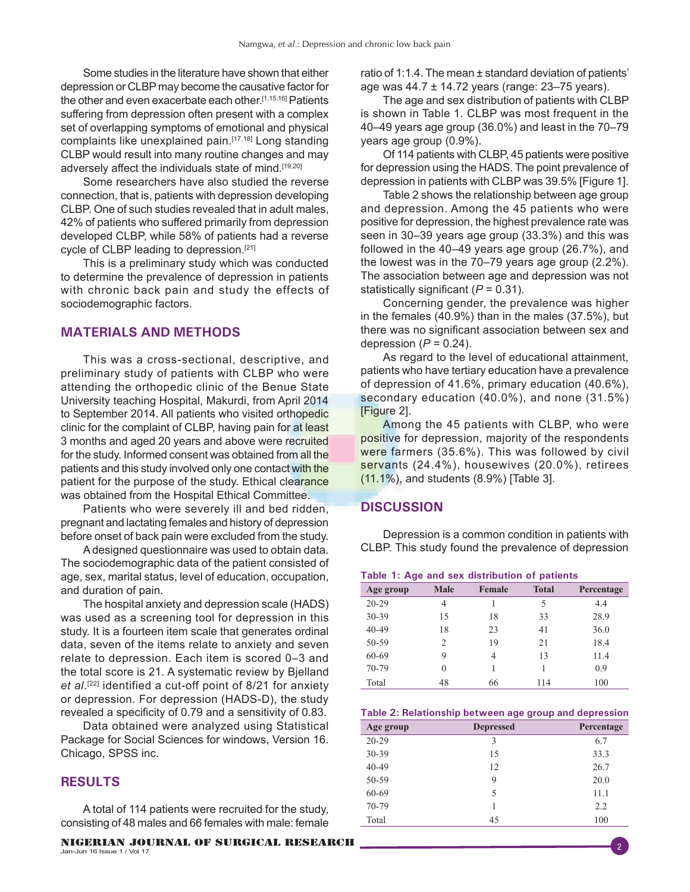Some studies in the literature have shown that either depression or CLBP may become the causative factor for the other and even exacerbate each other.[1,15,16] Patients suffering from depression often present with a complex set of overlapping symptoms of emotional and physical complaints like unexplained pain.[17,18] Long standing CLBP would result into many routine changes and may adversely affect the individuals state of mind.[19,20]

Some researchers have also studied the reverse connection, that is, patients with depression developing CLBP. One of such studies revealed that in adult males, 42% of patients who suffered primarily from depression developed CLBP, while 58% of patients had a reverse cycle of CLBP leading to depression.[21]

This is a preliminary study which was conducted to determine the prevalence of depression in patients with chronic back pain and study the effects of sociodemographic factors.

## MATERIALS AND METHODS

This was a cross-sectional, descriptive, and preliminary study of patients with CLBP who were attending the orthopedic clinic of the Benue State University teaching Hospital, Makurdi, from April 2014 to September 2014. All patients who visited orthopedic clinic for the complaint of CLBP, having pain for at least 3 months and aged 20 years and above were recruited for the study. Informed consent was obtained from all the patients and this study involved only one contact with the patient for the purpose of the study. Ethical clearance was obtained from the Hospital Ethical Committee.

Patients who were severely ill and bed ridden, pregnant and lactating females and history of depression before onset of back pain were excluded from the study.

A designed questionnaire was used to obtain data. The sociodemographic data of the patient consisted of age, sex, marital status, level of education, occupation, and duration of pain.

The hospital anxiety and depression scale (HADS) was used as a screening tool for depression in this study. It is a fourteen item scale that generates ordinal data, seven of the items relate to anxiety and seven relate to depression. Each item is scored 0–3 and the total score is 21. A systematic review by Bjelland *et al*.[22] identified a cut-off point of 8/21 for anxiety or depression. For depression (HADS-D), the study revealed a specificity of 0.79 and a sensitivity of 0.83.

Data obtained were analyzed using Statistical Package for Social Sciences for windows, Version 16. Chicago, SPSS inc.

## RESULTS

A total of 114 patients were recruited for the study, consisting of 48 males and 66 females with male: female ratio of 1:1.4. The mean ± standard deviation of patients' age was 44.7 ± 14.72 years (range: 23–75 years).

The age and sex distribution of patients with CLBP is shown in Table 1. CLBP was most frequent in the 40–49 years age group (36.0%) and least in the 70–79 years age group (0.9%).

Of 114 patients with CLBP, 45 patients were positive for depression using the HADS. The point prevalence of depression in patients with CLBP was 39.5% [Figure 1].

Table 2 shows the relationship between age group and depression. Among the 45 patients who were positive for depression, the highest prevalence rate was seen in 30–39 years age group (33.3%) and this was followed in the 40–49 years age group (26.7%), and the lowest was in the 70–79 years age group (2.2%). The association between age and depression was not statistically significant ($P = 0.31$).

Concerning gender, the prevalence was higher in the females (40.9%) than in the males (37.5%), but there was no significant association between sex and depression ($P = 0.24$).

As regard to the level of educational attainment, patients who have tertiary education have a prevalence of depression of 41.6%, primary education (40.6%), secondary education (40.0%), and none (31.5%) [Figure 2].

Among the 45 patients with CLBP, who were positive for depression, majority of the respondents were farmers (35.6%). This was followed by civil servants (24.4%), housewives (20.0%), retirees (11.1%), and students (8.9%) [Table 3].

## DISCUSSION

Depression is a common condition in patients with CLBP. This study found the prevalence of depression

**Table 1: Age and sex distribution of patients**

| Age group | Male | Female | Total | Percentage |
|---|---|---|---|---|
| 20-29 | 4 | 1 | 5 | 4.4 |
| 30-39 | 15 | 18 | 33 | 28.9 |
| 40-49 | 18 | 23 | 41 | 36.0 |
| 50-59 | 2 | 19 | 21 | 18.4 |
| 60-69 | 9 | 4 | 13 | 11.4 |
| 70-79 | 0 | 1 | 1 | 0.9 |
| Total | 48 | 66 | 114 | 100 |

**Table 2: Relationship between age group and depression**

| Age group | Depressed | Percentage |
|---|---|---|
| 20-29 | 3 | 6.7 |
| 30-39 | 15 | 33.3 |
| 40-49 | 12 | 26.7 |
| 50-59 | 9 | 20.0 |
| 60-69 | 5 | 11.1 |
| 70-79 | 1 | 2.2 |
| Total | 45 | 100 |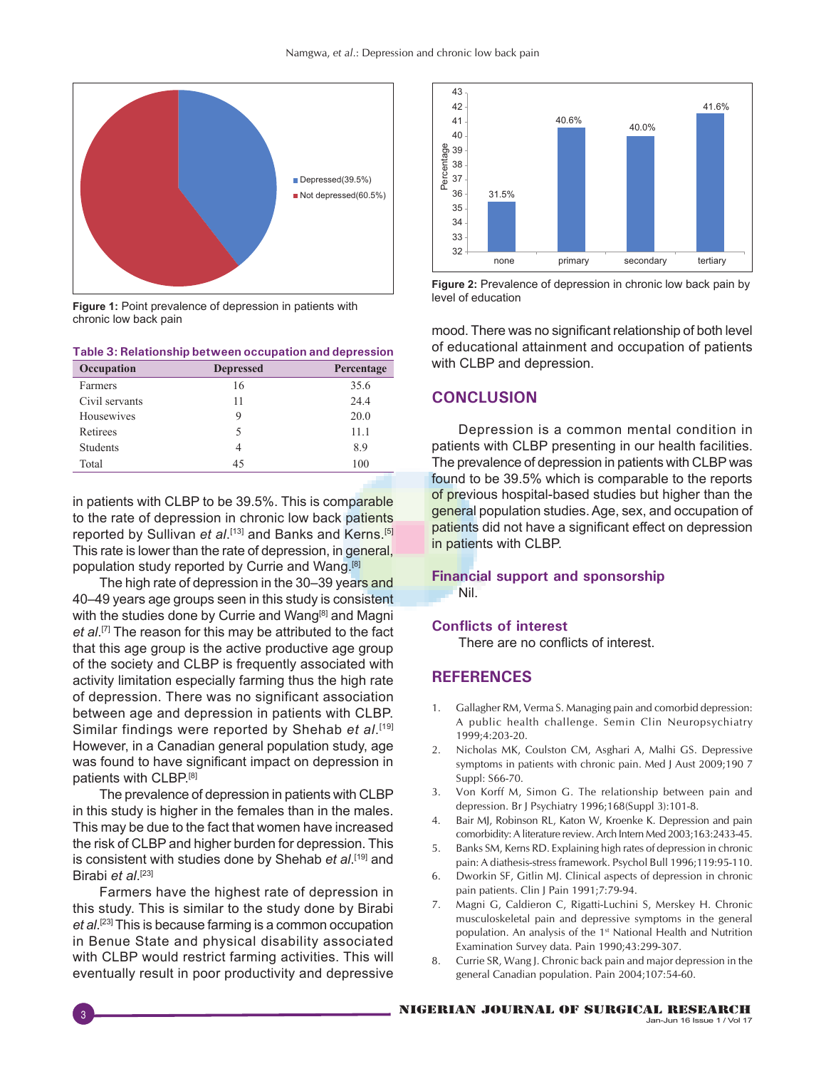Figure 1: Point prevalence of depression in patients with chronic low back pain

Table 3: Relationship between occupation and depression

| Occupation | Depressed | Percentage |
|---|---|---|
| Farmers | 16 | 35.6 |
| Civil servants | 11 | 24.4 |
| Housewives | 9 | 20.0 |
| Retirees | 5 | 11.1 |
| Students | 4 | 8.9 |
| Total | 45 | 100 |

in patients with CLBP to be 39.5%. This is comparable to the rate of depression in chronic low back patients reported by Sullivan *et al*.[13] and Banks and Kerns.[5] This rate is lower than the rate of depression, in general, population study reported by Currie and Wang.[8]

The high rate of depression in the 30–39 years and 40–49 years age groups seen in this study is consistent with the studies done by Currie and Wang[8] and Magni *et al*.[7] The reason for this may be attributed to the fact that this age group is the active productive age group of the society and CLBP is frequently associated with activity limitation especially farming thus the high rate of depression. There was no significant association between age and depression in patients with CLBP. Similar findings were reported by Shehab *et al*.[19] However, in a Canadian general population study, age was found to have significant impact on depression in patients with CLBP.[8]

The prevalence of depression in patients with CLBP in this study is higher in the females than in the males. This may be due to the fact that women have increased the risk of CLBP and higher burden for depression. This is consistent with studies done by Shehab *et al*.[19] and Birabi *et al*.[23]

Farmers have the highest rate of depression in this study. This is similar to the study done by Birabi *et al*.[23] This is because farming is a common occupation in Benue State and physical disability associated with CLBP would restrict farming activities. This will eventually result in poor productivity and depressive mood. There was no significant relationship of both level of educational attainment and occupation of patients with CLBP and depression.

Figure 2: Prevalence of depression in chronic low back pain by level of education

## CONCLUSION

Depression is a common mental condition in patients with CLBP presenting in our health facilities. The prevalence of depression in patients with CLBP was found to be 39.5% which is comparable to the reports of previous hospital-based studies but higher than the general population studies. Age, sex, and occupation of patients did not have a significant effect on depression in patients with CLBP.

### Financial support and sponsorship

Nil.

### Conflicts of interest

There are no conflicts of interest.

## REFERENCES

1. Gallagher RM, Verma S. Managing pain and comorbid depression: A public health challenge. Semin Clin Neuropsychiatry 1999;4:203-20.
2. Nicholas MK, Coulston CM, Asghari A, Malhi GS. Depressive symptoms in patients with chronic pain. Med J Aust 2009;190 7 Suppl: S66-70.
3. Von Korff M, Simon G. The relationship between pain and depression. Br J Psychiatry 1996;168(Suppl 3):101-8.
4. Bair MJ, Robinson RL, Katon W, Kroenke K. Depression and pain comorbidity: A literature review. Arch Intern Med 2003;163:2433-45.
5. Banks SM, Kerns RD. Explaining high rates of depression in chronic pain: A diathesis-stress framework. Psychol Bull 1996;119:95-110.
6. Dworkin SF, Gitlin MJ. Clinical aspects of depression in chronic pain patients. Clin J Pain 1991;7:79-94.
7. Magni G, Caldieron C, Rigatti-Luchini S, Merskey H. Chronic musculoskeletal pain and depressive symptoms in the general population. An analysis of the 1st National Health and Nutrition Examination Survey data. Pain 1990;43:299-307.
8. Currie SR, Wang J. Chronic back pain and major depression in the general Canadian population. Pain 2004;107:54-60.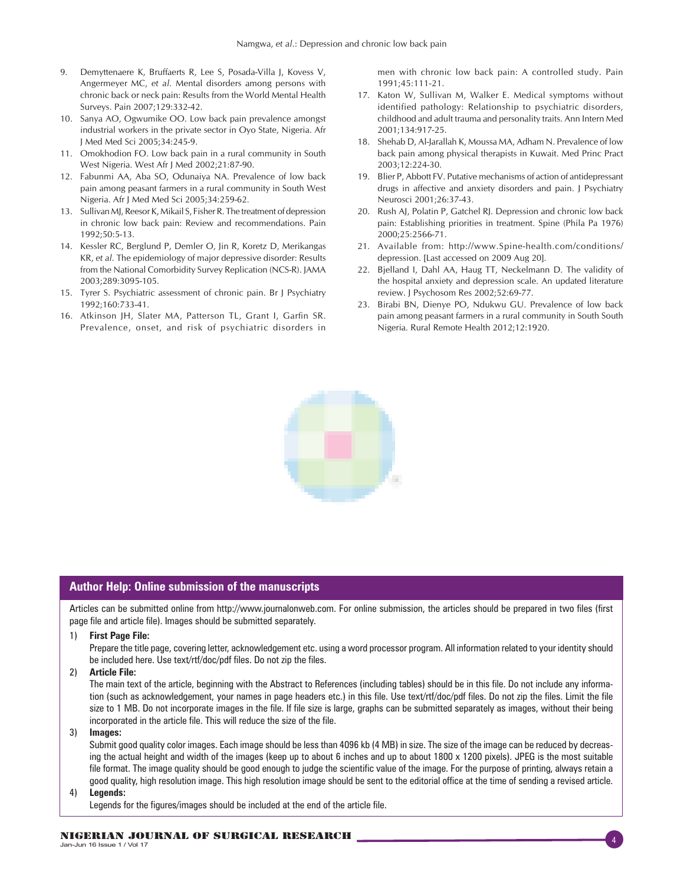9. Demyttenaere K, Bruffaerts R, Lee S, Posada-Villa J, Kovess V, Angermeyer MC, *et al.* Mental disorders among persons with chronic back or neck pain: Results from the World Mental Health Surveys. Pain 2007;129:332-42.
10. Sanya AO, Ogwumike OO. Low back pain prevalence amongst industrial workers in the private sector in Oyo State, Nigeria. Afr J Med Med Sci 2005;34:245-9.
11. Omokhodion FO. Low back pain in a rural community in South West Nigeria. West Afr J Med 2002;21:87-90.
12. Fabunmi AA, Aba SO, Odunaiya NA. Prevalence of low back pain among peasant farmers in a rural community in South West Nigeria. Afr J Med Med Sci 2005;34:259-62.
13. Sullivan MJ, Reesor K, Mikail S, Fisher R. The treatment of depression in chronic low back pain: Review and recommendations. Pain 1992;50:5-13.
14. Kessler RC, Berglund P, Demler O, Jin R, Koretz D, Merikangas KR, *et al.* The epidemiology of major depressive disorder: Results from the National Comorbidity Survey Replication (NCS-R). JAMA 2003;289:3095-105.
15. Tyrer S. Psychiatric assessment of chronic pain. Br J Psychiatry 1992;160:733-41.
16. Atkinson JH, Slater MA, Patterson TL, Grant I, Garfin SR. Prevalence, onset, and risk of psychiatric disorders in men with chronic low back pain: A controlled study. Pain 1991;45:111-21.
17. Katon W, Sullivan M, Walker E. Medical symptoms without identified pathology: Relationship to psychiatric disorders, childhood and adult trauma and personality traits. Ann Intern Med 2001;134:917-25.
18. Shehab D, Al-Jarallah K, Moussa MA, Adham N. Prevalence of low back pain among physical therapists in Kuwait. Med Princ Pract 2003;12:224-30.
19. Blier P, Abbott FV. Putative mechanisms of action of antidepressant drugs in affective and anxiety disorders and pain. J Psychiatry Neurosci 2001;26:37-43.
20. Rush AJ, Polatin P, Gatchel RJ. Depression and chronic low back pain: Establishing priorities in treatment. Spine (Phila Pa 1976) 2000;25:2566-71.
21. Available from: http://www.Spine-health.com/conditions/depression. [Last accessed on 2009 Aug 20].
22. Bjelland I, Dahl AA, Haug TT, Neckelmann D. The validity of the hospital anxiety and depression scale. An updated literature review. J Psychosom Res 2002;52:69-77.
23. Birabi BN, Dienye PO, Ndukwu GU. Prevalence of low back pain among peasant farmers in a rural community in South South Nigeria. Rural Remote Health 2012;12:1920.

## Author Help: Online submission of the manuscripts

Articles can be submitted online from http://www.journalonweb.com. For online submission, the articles should be prepared in two files (first page file and article file). Images should be submitted separately.

1) **First Page File:**
   Prepare the title page, covering letter, acknowledgement etc. using a word processor program. All information related to your identity should be included here. Use text/rtf/doc/pdf files. Do not zip the files.
2) **Article File:**
   The main text of the article, beginning with the Abstract to References (including tables) should be in this file. Do not include any information (such as acknowledgement, your names in page headers etc.) in this file. Use text/rtf/doc/pdf files. Do not zip the files. Limit the file size to 1 MB. Do not incorporate images in the file. If file size is large, graphs can be submitted separately as images, without their being incorporated in the article file. This will reduce the size of the file.
3) **Images:**
   Submit good quality color images. Each image should be less than 4096 kb (4 MB) in size. The size of the image can be reduced by decreasing the actual height and width of the images (keep up to about 6 inches and up to about 1800 x 1200 pixels). JPEG is the most suitable file format. The image quality should be good enough to judge the scientific value of the image. For the purpose of printing, always retain a good quality, high resolution image. This high resolution image should be sent to the editorial office at the time of sending a revised article.
4) **Legends:**
   Legends for the figures/images should be included at the end of the article file.